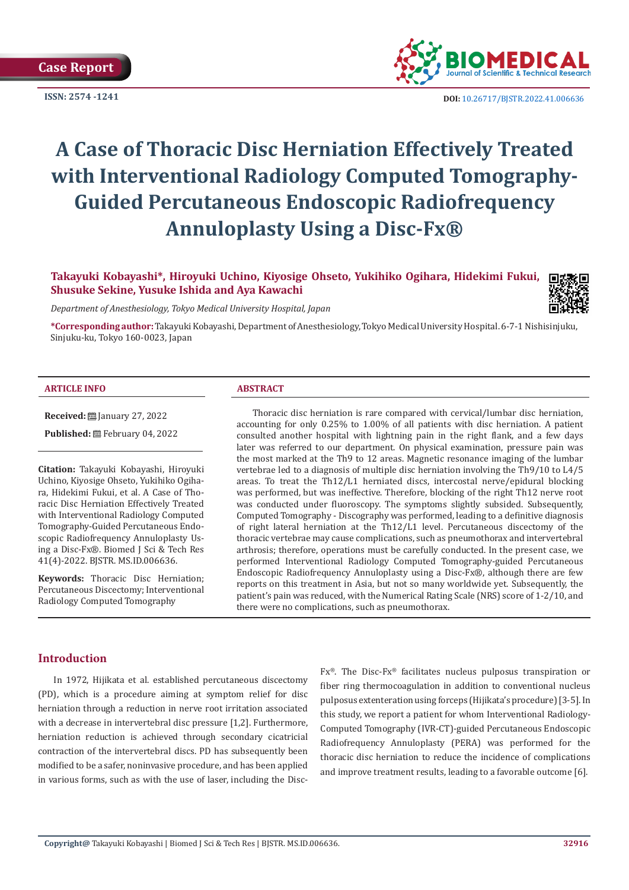Case Report

ISSN: 2574 -1241

DOI: 10.26717/BJSTR.2022.41.006636

# A Case of Thoracic Disc Herniation Effectively Treated with Interventional Radiology Computed Tomography-Guided Percutaneous Endoscopic Radiofrequency Annuloplasty Using a Disc-Fx®

**Takayuki Kobayashi\*, Hiroyuki Uchino, Kiyosige Ohseto, Yukihiko Ogihara, Hidekimi Fukui, Shusuke Sekine, Yusuke Ishida and Aya Kawachi**

*Department of Anesthesiology, Tokyo Medical University Hospital, Japan*

**\*Corresponding author:** Takayuki Kobayashi, Department of Anesthesiology, Tokyo Medical University Hospital. 6-7-1 Nishisinjuku, Sinjuku-ku, Tokyo 160-0023, Japan

#### ARTICLE INFO

**Received:** January 27, 2022

**Published:** February 04, 2022

**Citation:** Takayuki Kobayashi, Hiroyuki Uchino, Kiyosige Ohseto, Yukihiko Ogihara, Hidekimi Fukui, et al. A Case of Thoracic Disc Herniation Effectively Treated with Interventional Radiology Computed Tomography-Guided Percutaneous Endoscopic Radiofrequency Annuloplasty Using a Disc-Fx®. Biomed J Sci & Tech Res 41(4)-2022. BJSTR. MS.ID.006636.

**Keywords:** Thoracic Disc Herniation; Percutaneous Discectomy; Interventional Radiology Computed Tomography

#### ABSTRACT

Thoracic disc herniation is rare compared with cervical/lumbar disc herniation, accounting for only 0.25% to 1.00% of all patients with disc herniation. A patient consulted another hospital with lightning pain in the right flank, and a few days later was referred to our department. On physical examination, pressure pain was the most marked at the Th9 to 12 areas. Magnetic resonance imaging of the lumbar vertebrae led to a diagnosis of multiple disc herniation involving the Th9/10 to L4/5 areas. To treat the Th12/L1 herniated discs, intercostal nerve/epidural blocking was performed, but was ineffective. Therefore, blocking of the right Th12 nerve root was conducted under fluoroscopy. The symptoms slightly subsided. Subsequently, Computed Tomography - Discography was performed, leading to a definitive diagnosis of right lateral herniation at the Th12/L1 level. Percutaneous discectomy of the thoracic vertebrae may cause complications, such as pneumothorax and intervertebral arthrosis; therefore, operations must be carefully conducted. In the present case, we performed Interventional Radiology Computed Tomography-guided Percutaneous Endoscopic Radiofrequency Annuloplasty using a Disc-Fx®, although there are few reports on this treatment in Asia, but not so many worldwide yet. Subsequently, the patient's pain was reduced, with the Numerical Rating Scale (NRS) score of 1-2/10, and there were no complications, such as pneumothorax.

## Introduction

In 1972, Hijikata et al. established percutaneous discectomy (PD), which is a procedure aiming at symptom relief for disc herniation through a reduction in nerve root irritation associated with a decrease in intervertebral disc pressure [1,2]. Furthermore, herniation reduction is achieved through secondary cicatricial contraction of the intervertebral discs. PD has subsequently been modified to be a safer, noninvasive procedure, and has been applied in various forms, such as with the use of laser, including the Disc-Fx®. The Disc-Fx® facilitates nucleus pulposus transpiration or fiber ring thermocoagulation in addition to conventional nucleus pulposus extenteration using forceps (Hijikata's procedure) [3-5]. In this study, we report a patient for whom Interventional Radiology-Computed Tomography (IVR-CT)-guided Percutaneous Endoscopic Radiofrequency Annuloplasty (PERA) was performed for the thoracic disc herniation to reduce the incidence of complications and improve treatment results, leading to a favorable outcome [6].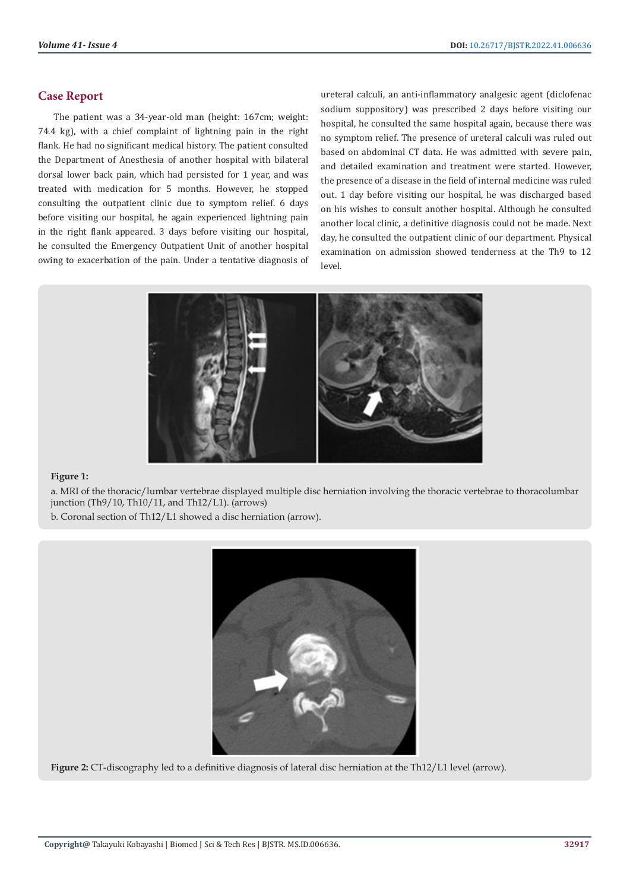## Case Report

The patient was a 34-year-old man (height: 167cm; weight: 74.4 kg), with a chief complaint of lightning pain in the right flank. He had no significant medical history. The patient consulted the Department of Anesthesia of another hospital with bilateral dorsal lower back pain, which had persisted for 1 year, and was treated with medication for 5 months. However, he stopped consulting the outpatient clinic due to symptom relief. 6 days before visiting our hospital, he again experienced lightning pain in the right flank appeared. 3 days before visiting our hospital, he consulted the Emergency Outpatient Unit of another hospital owing to exacerbation of the pain. Under a tentative diagnosis of ureteral calculi, an anti-inflammatory analgesic agent (diclofenac sodium suppository) was prescribed 2 days before visiting our hospital, he consulted the same hospital again, because there was no symptom relief. The presence of ureteral calculi was ruled out based on abdominal CT data. He was admitted with severe pain, and detailed examination and treatment were started. However, the presence of a disease in the field of internal medicine was ruled out. 1 day before visiting our hospital, he was discharged based on his wishes to consult another hospital. Although he consulted another local clinic, a definitive diagnosis could not be made. Next day, he consulted the outpatient clinic of our department. Physical examination on admission showed tenderness at the Th9 to 12 level.

**Figure 1:**

a. MRI of the thoracic/lumbar vertebrae displayed multiple disc herniation involving the thoracic vertebrae to thoracolumbar junction (Th9/10, Th10/11, and Th12/L1). (arrows)

b. Coronal section of Th12/L1 showed a disc herniation (arrow).

**Figure 2:** CT-discography led to a definitive diagnosis of lateral disc herniation at the Th12/L1 level (arrow).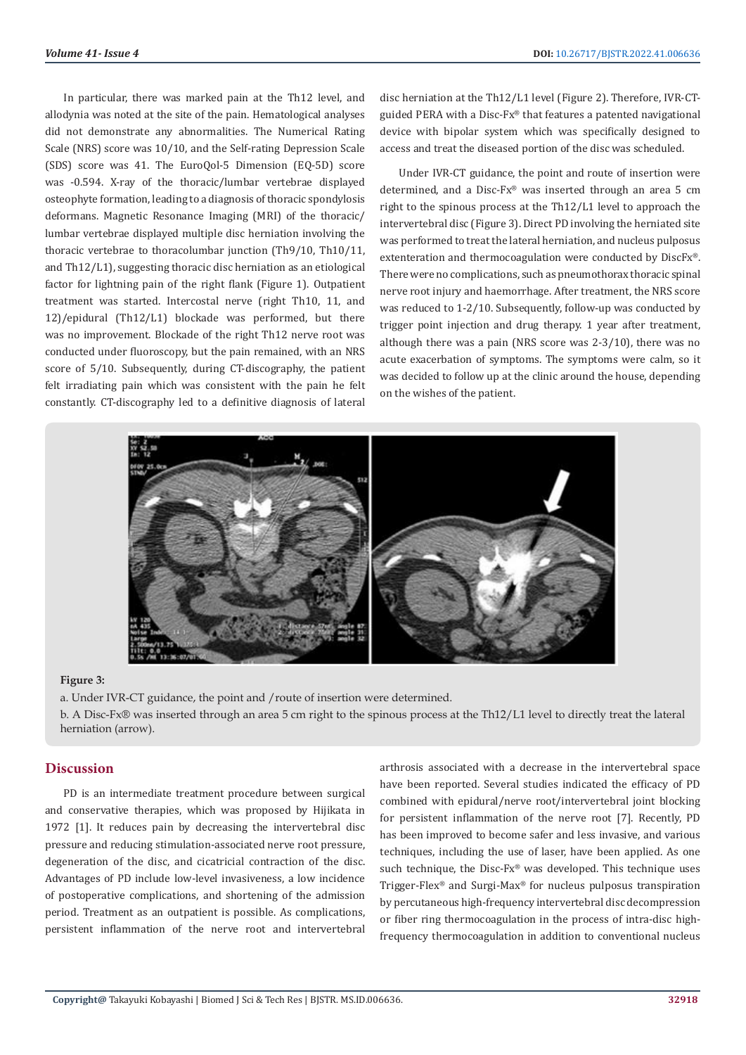In particular, there was marked pain at the Th12 level, and allodynia was noted at the site of the pain. Hematological analyses did not demonstrate any abnormalities. The Numerical Rating Scale (NRS) score was 10/10, and the Self-rating Depression Scale (SDS) score was 41. The EuroQol-5 Dimension (EQ-5D) score was -0.594. X-ray of the thoracic/lumbar vertebrae displayed osteophyte formation, leading to a diagnosis of thoracic spondylosis deformans. Magnetic Resonance Imaging (MRI) of the thoracic/lumbar vertebrae displayed multiple disc herniation involving the thoracic vertebrae to thoracolumbar junction (Th9/10, Th10/11, and Th12/L1), suggesting thoracic disc herniation as an etiological factor for lightning pain of the right flank (Figure 1). Outpatient treatment was started. Intercostal nerve (right Th10, 11, and 12)/epidural (Th12/L1) blockade was performed, but there was no improvement. Blockade of the right Th12 nerve root was conducted under fluoroscopy, but the pain remained, with an NRS score of 5/10. Subsequently, during CT-discography, the patient felt irradiating pain which was consistent with the pain he felt constantly. CT-discography led to a definitive diagnosis of lateral disc herniation at the Th12/L1 level (Figure 2). Therefore, IVR-CT-guided PERA with a Disc-Fx® that features a patented navigational device with bipolar system which was specifically designed to access and treat the diseased portion of the disc was scheduled.

Under IVR-CT guidance, the point and route of insertion were determined, and a Disc-Fx® was inserted through an area 5 cm right to the spinous process at the Th12/L1 level to approach the intervertebral disc (Figure 3). Direct PD involving the herniated site was performed to treat the lateral herniation, and nucleus pulposus extenteration and thermocoagulation were conducted by DiscFx®. There were no complications, such as pneumothorax thoracic spinal nerve root injury and haemorrhage. After treatment, the NRS score was reduced to 1-2/10. Subsequently, follow-up was conducted by trigger point injection and drug therapy. 1 year after treatment, although there was a pain (NRS score was 2-3/10), there was no acute exacerbation of symptoms. The symptoms were calm, so it was decided to follow up at the clinic around the house, depending on the wishes of the patient.

**Figure 3:**

a. Under IVR-CT guidance, the point and /route of insertion were determined.

b. A Disc-Fx® was inserted through an area 5 cm right to the spinous process at the Th12/L1 level to directly treat the lateral herniation (arrow).

## Discussion

PD is an intermediate treatment procedure between surgical and conservative therapies, which was proposed by Hijikata in 1972 [1]. It reduces pain by decreasing the intervertebral disc pressure and reducing stimulation-associated nerve root pressure, degeneration of the disc, and cicatricial contraction of the disc. Advantages of PD include low-level invasiveness, a low incidence of postoperative complications, and shortening of the admission period. Treatment as an outpatient is possible. As complications, persistent inflammation of the nerve root and intervertebral arthrosis associated with a decrease in the intervertebral space have been reported. Several studies indicated the efficacy of PD combined with epidural/nerve root/intervertebral joint blocking for persistent inflammation of the nerve root [7]. Recently, PD has been improved to become safer and less invasive, and various techniques, including the use of laser, have been applied. As one such technique, the Disc-Fx® was developed. This technique uses Trigger-Flex® and Surgi-Max® for nucleus pulposus transpiration by percutaneous high-frequency intervertebral disc decompression or fiber ring thermocoagulation in the process of intra-disc high-frequency thermocoagulation in addition to conventional nucleus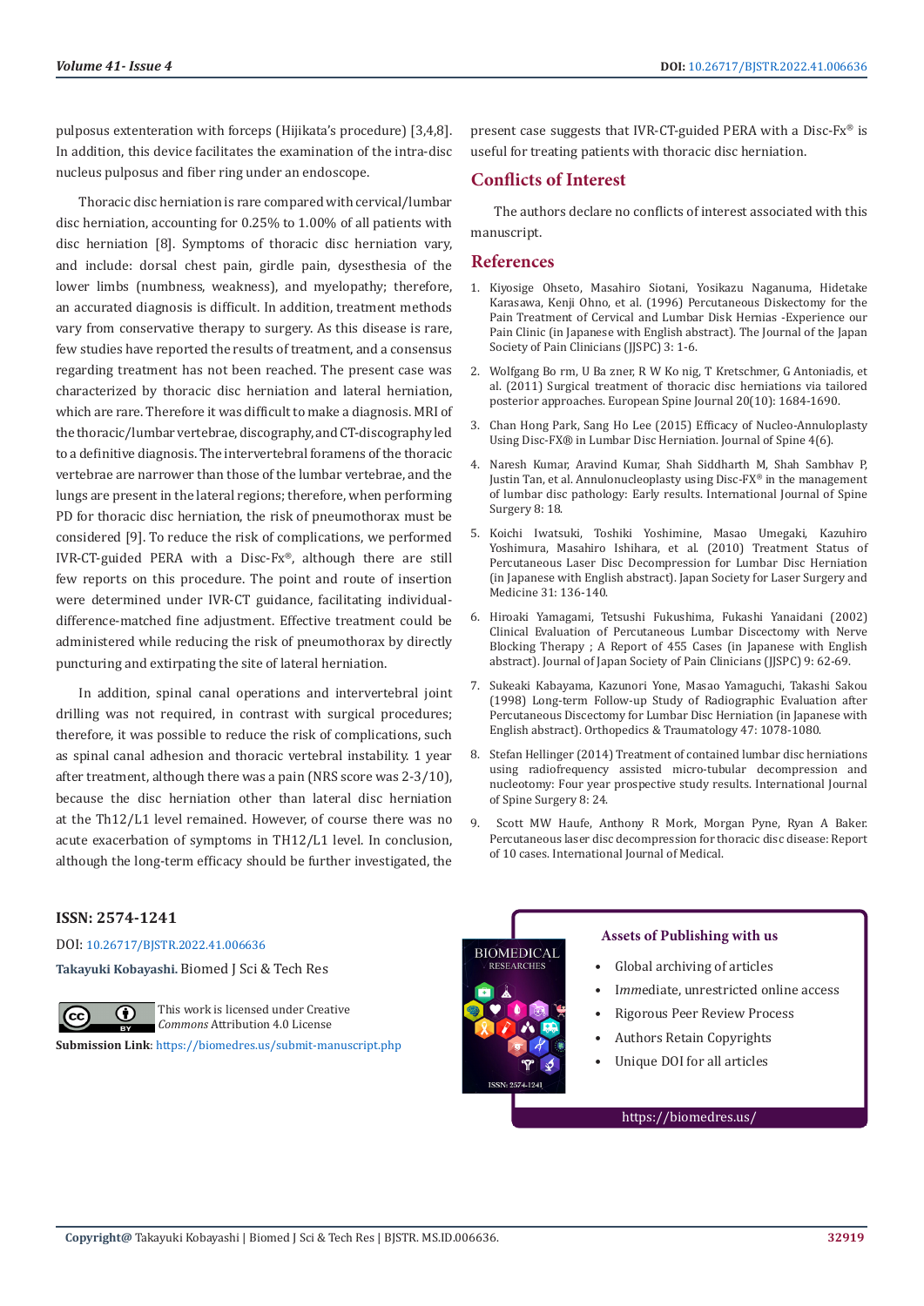pulposus extentenation with forceps (Hijikata's procedure) [3,4,8]. In addition, this device facilitates the examination of the intra-disc nucleus pulposus and fiber ring under an endoscope.

Thoracic disc herniation is rare compared with cervical/lumbar disc herniation, accounting for 0.25% to 1.00% of all patients with disc herniation [8]. Symptoms of thoracic disc herniation vary, and include: dorsal chest pain, girdle pain, dysesthesia of the lower limbs (numbness, weakness), and myelopathy; therefore, an accurated diagnosis is difficult. In addition, treatment methods vary from conservative therapy to surgery. As this disease is rare, few studies have reported the results of treatment, and a consensus regarding treatment has not been reached. The present case was characterized by thoracic disc herniation and lateral herniation, which are rare. Therefore it was difficult to make a diagnosis. MRI of the thoracic/lumbar vertebrae, discography, and CT-discography led to a definitive diagnosis. The intervertebral foramens of the thoracic vertebrae are narrower than those of the lumbar vertebrae, and the lungs are present in the lateral regions; therefore, when performing PD for thoracic disc herniation, the risk of pneumothorax must be considered [9]. To reduce the risk of complications, we performed IVR-CT-guided PERA with a Disc-Fx®, although there are still few reports on this procedure. The point and route of insertion were determined under IVR-CT guidance, facilitating individual-difference-matched fine adjustment. Effective treatment could be administered while reducing the risk of pneumothorax by directly puncturing and extirpating the site of lateral herniation.

In addition, spinal canal operations and intervertebral joint drilling was not required, in contrast with surgical procedures; therefore, it was possible to reduce the risk of complications, such as spinal canal adhesion and thoracic vertebral instability. 1 year after treatment, although there was a pain (NRS score was 2-3/10), because the disc herniation other than lateral disc herniation at the Th12/L1 level remained. However, of course there was no acute exacerbation of symptoms in TH12/L1 level. In conclusion, although the long-term efficacy should be further investigated, the present case suggests that IVR-CT-guided PERA with a Disc-Fx® is useful for treating patients with thoracic disc herniation.

## Conflicts of Interest

The authors declare no conflicts of interest associated with this manuscript.

## References

1. Kiyosige Ohseto, Masahiro Siotani, Yosikazu Naganuma, Hidetake Karasawa, Kenji Ohno, et al. (1996) Percutaneous Diskectomy for the Pain Treatment of Cervical and Lumbar Disk Hernias -Experience our Pain Clinic (in Japanese with English abstract). The Journal of the Japan Society of Pain Clinicians (JJSPC) 3: 1-6.
2. Wolfgang Bo rm, U Ba zner, R W Ko nig, T Kretschmer, G Antoniadis, et al. (2011) Surgical treatment of thoracic disc herniations via tailored posterior approaches. European Spine Journal 20(10): 1684-1690.
3. Chan Hong Park, Sang Ho Lee (2015) Efficacy of Nucleo-Annuloplasty Using Disc-FX® in Lumbar Disc Herniation. Journal of Spine 4(6).
4. Naresh Kumar, Aravind Kumar, Shah Siddharth M, Shah Sambhav P, Justin Tan, et al. Annulonucleoplasty using Disc-FX® in the management of lumbar disc pathology: Early results. International Journal of Spine Surgery 8: 18.
5. Koichi Iwatsuki, Toshiki Yoshimine, Masao Umegaki, Kazuhiro Yoshimura, Masahiro Ishihara, et al. (2010) Treatment Status of Percutaneous Laser Disc Decompression for Lumbar Disc Herniation (in Japanese with English abstract). Japan Society for Laser Surgery and Medicine 31: 136-140.
6. Hiroaki Yamagami, Tetsushi Fukushima, Fukashi Yanaidani (2002) Clinical Evaluation of Percutaneous Lumbar Discectomy with Nerve Blocking Therapy ; A Report of 455 Cases (in Japanese with English abstract). Journal of Japan Society of Pain Clinicians (JJSPC) 9: 62-69.
7. Sukeaki Kabayama, Kazunori Yone, Masao Yamaguchi, Takashi Sakou (1998) Long-term Follow-up Study of Radiographic Evaluation after Percutaneous Discectomy for Lumbar Disc Herniation (in Japanese with English abstract). Orthopedics & Traumatology 47: 1078-1080.
8. Stefan Hellinger (2014) Treatment of contained lumbar disc herniations using radiofrequency assisted micro-tubular decompression and nucleotomy: Four year prospective study results. International Journal of Spine Surgery 8: 24.
9. Scott MW Haufe, Anthony R Mork, Morgan Pyne, Ryan A Baker. Percutaneous laser disc decompression for thoracic disc disease: Report of 10 cases. International Journal of Medical.

**ISSN: 2574-1241**

DOI: 10.26717/BJSTR.2022.41.006636

**Takayuki Kobayashi.** Biomed J Sci & Tech Res

This work is licensed under Creative *Commons* Attribution 4.0 License

**Submission Link**: https://biomedres.us/submit-manuscript.php

**Assets of Publishing with us**

- Global archiving of articles
- Immediate, unrestricted online access
- Rigorous Peer Review Process
- Authors Retain Copyrights
- Unique DOI for all articles

https://biomedres.us/